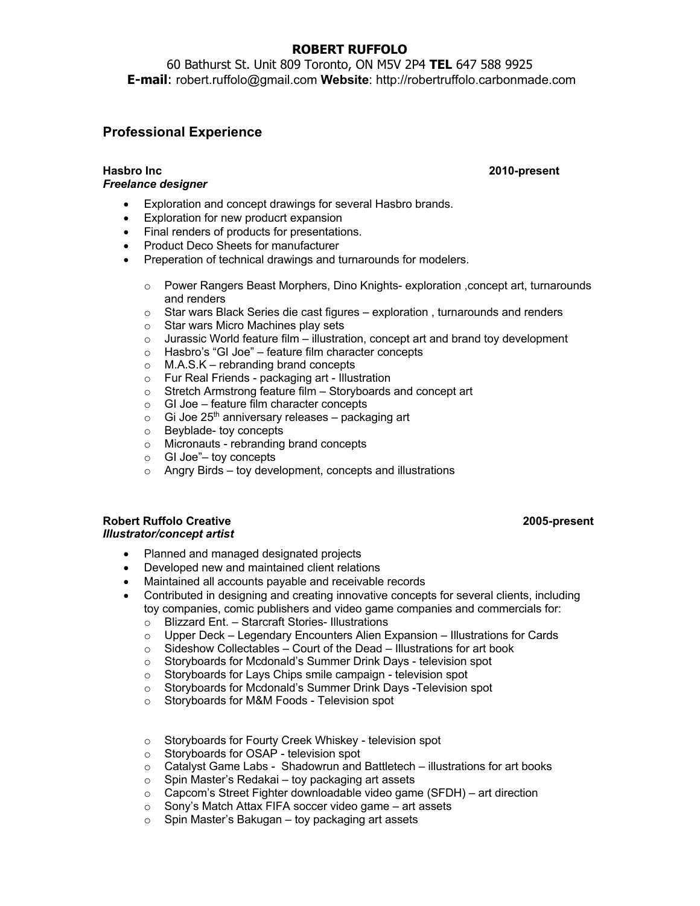# ROBERT RUFFOLO

60 Bathurst St. Unit 809 Toronto, ON M5V 2P4 **TEL** 647 588 9925
**E-mail**: robert.ruffolo@gmail.com **Website**: http://robertruffolo.carbonmade.com

## Professional Experience

**Hasbro Inc** **2010-present**
***Freelance designer***

- Exploration and concept drawings for several Hasbro brands.
- Exploration for new producrt expansion
- Final renders of products for presentations.
- Product Deco Sheets for manufacturer
- Preperation of technical drawings and turnarounds for modelers.
  - Power Rangers Beast Morphers, Dino Knights- exploration ,concept art, turnarounds and renders
  - Star wars Black Series die cast figures – exploration , turnarounds and renders
  - Star wars Micro Machines play sets
  - Jurassic World feature film – illustration, concept art and brand toy development
  - Hasbro's "GI Joe" – feature film character concepts
  - M.A.S.K – rebranding brand concepts
  - Fur Real Friends - packaging art - Illustration
  - Stretch Armstrong feature film – Storyboards and concept art
  - GI Joe – feature film character concepts
  - Gi Joe 25th anniversary releases – packaging art
  - Beyblade- toy concepts
  - Micronauts - rebranding brand concepts
  - GI Joe"– toy concepts
  - Angry Birds – toy development, concepts and illustrations

**Robert Ruffolo Creative** **2005-present**
***Illustrator/concept artist***

- Planned and managed designated projects
- Developed new and maintained client relations
- Maintained all accounts payable and receivable records
- Contributed in designing and creating innovative concepts for several clients, including toy companies, comic publishers and video game companies and commercials for:
  - Blizzard Ent. – Starcraft Stories- Illustrations
  - Upper Deck – Legendary Encounters Alien Expansion – Illustrations for Cards
  - Sideshow Collectables – Court of the Dead – Illustrations for art book
  - Storyboards for Mcdonald's Summer Drink Days - television spot
  - Storyboards for Lays Chips smile campaign - television spot
  - Storyboards for Mcdonald's Summer Drink Days -Television spot
  - Storyboards for M&M Foods - Television spot

  - Storyboards for Fourty Creek Whiskey - television spot
  - Storyboards for OSAP - television spot
  - Catalyst Game Labs - Shadowrun and Battletech – illustrations for art books
  - Spin Master's Redakai – toy packaging art assets
  - Capcom's Street Fighter downloadable video game (SFDH) – art direction
  - Sony's Match Attax FIFA soccer video game – art assets
  - Spin Master's Bakugan – toy packaging art assets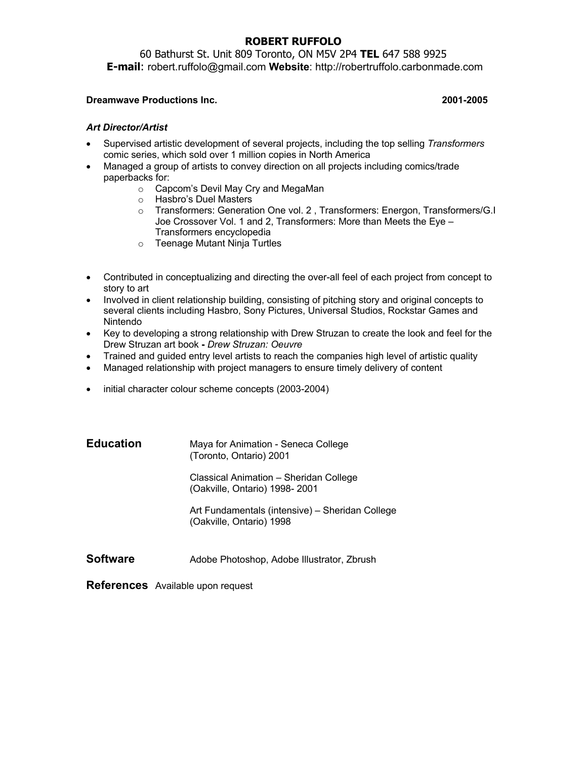# ROBERT RUFFOLO

60 Bathurst St. Unit 809 Toronto, ON M5V 2P4 **TEL** 647 588 9925
**E-mail**: robert.ruffolo@gmail.com **Website**: http://robertruffolo.carbonmade.com

**Dreamwave Productions Inc.** **2001-2005**

***Art Director/Artist***

- Supervised artistic development of several projects, including the top selling *Transformers* comic series, which sold over 1 million copies in North America
- Managed a group of artists to convey direction on all projects including comics/trade paperbacks for:
  - Capcom's Devil May Cry and MegaMan
  - Hasbro's Duel Masters
  - Transformers: Generation One vol. 2 , Transformers: Energon, Transformers/G.I Joe Crossover Vol. 1 and 2, Transformers: More than Meets the Eye – Transformers encyclopedia
  - Teenage Mutant Ninja Turtles

- Contributed in conceptualizing and directing the over-all feel of each project from concept to story to art
- Involved in client relationship building, consisting of pitching story and original concepts to several clients including Hasbro, Sony Pictures, Universal Studios, Rockstar Games and Nintendo
- Key to developing a strong relationship with Drew Struzan to create the look and feel for the Drew Struzan art book **-** *Drew Struzan: Oeuvre*
- Trained and guided entry level artists to reach the companies high level of artistic quality
- Managed relationship with project managers to ensure timely delivery of content

- initial character colour scheme concepts (2003-2004)

## Education

Maya for Animation - Seneca College
(Toronto, Ontario) 2001

Classical Animation – Sheridan College
(Oakville, Ontario) 1998- 2001

Art Fundamentals (intensive) – Sheridan College
(Oakville, Ontario) 1998

## Software

Adobe Photoshop, Adobe Illustrator, Zbrush

## References

Available upon request